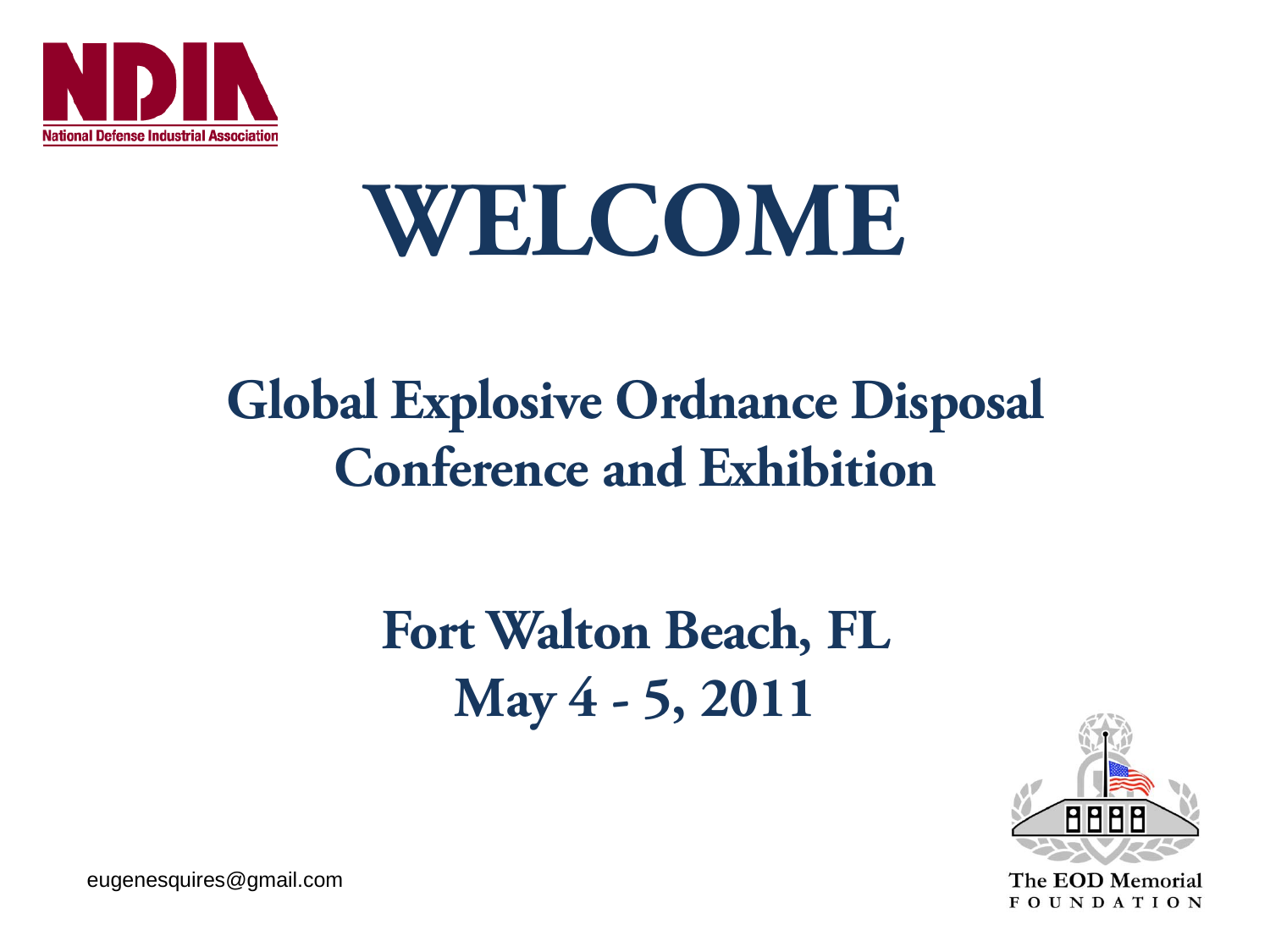National Defense Industrial Association

# WELCOME

## Global Explosive Ordnance Disposal Conference and Exhibition

## Fort Walton Beach, FL
## May 4 - 5, 2011

eugenesquires@gmail.com

The EOD Memorial FOUNDATION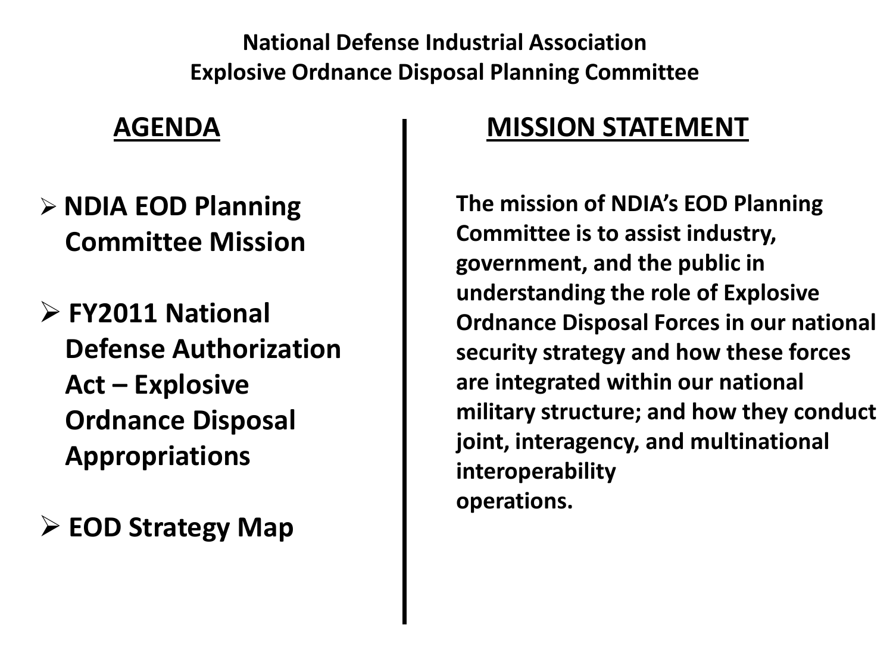**National Defense Industrial Association**
**Explosive Ordnance Disposal Planning Committee**

## AGENDA

- **NDIA EOD Planning Committee Mission**
- **FY2011 National Defense Authorization Act – Explosive Ordnance Disposal Appropriations**
- **EOD Strategy Map**

## MISSION STATEMENT

**The mission of NDIA's EOD Planning Committee is to assist industry, government, and the public in understanding the role of Explosive Ordnance Disposal Forces in our national security strategy and how these forces are integrated within our national military structure; and how they conduct joint, interagency, and multinational interoperability operations.**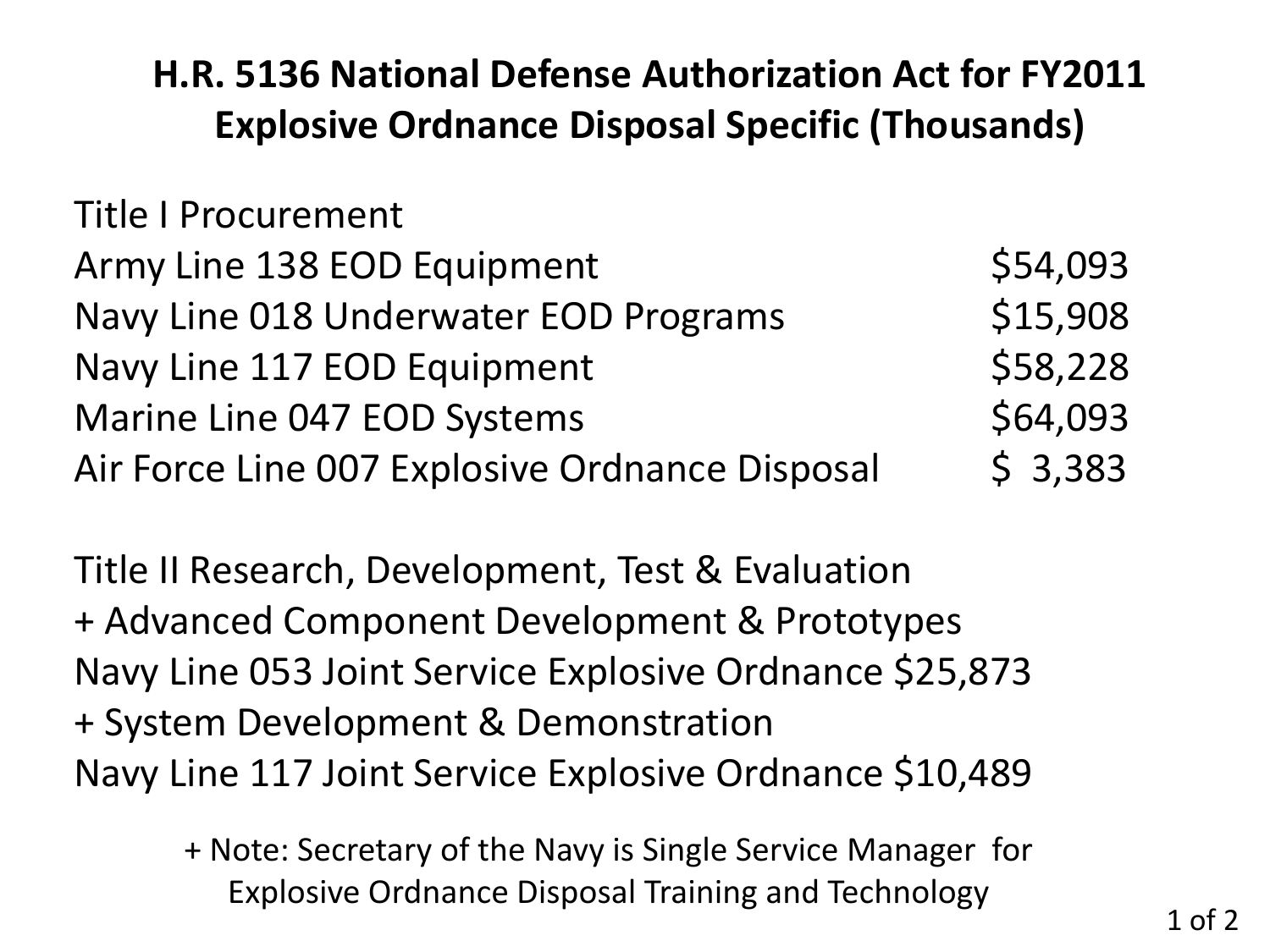# H.R. 5136 National Defense Authorization Act for FY2011 Explosive Ordnance Disposal Specific (Thousands)

Title I Procurement

| | |
|---|---|
| Army Line 138 EOD Equipment | $54,093 |
| Navy Line 018 Underwater EOD Programs | $15,908 |
| Navy Line 117 EOD Equipment | $58,228 |
| Marine Line 047 EOD Systems | $64,093 |
| Air Force Line 007 Explosive Ordnance Disposal | $ 3,383 |

Title II Research, Development, Test & Evaluation

+ Advanced Component Development & Prototypes

Navy Line 053 Joint Service Explosive Ordnance $25,873

+ System Development & Demonstration

Navy Line 117 Joint Service Explosive Ordnance $10,489

+ Note: Secretary of the Navy is Single Service Manager for Explosive Ordnance Disposal Training and Technology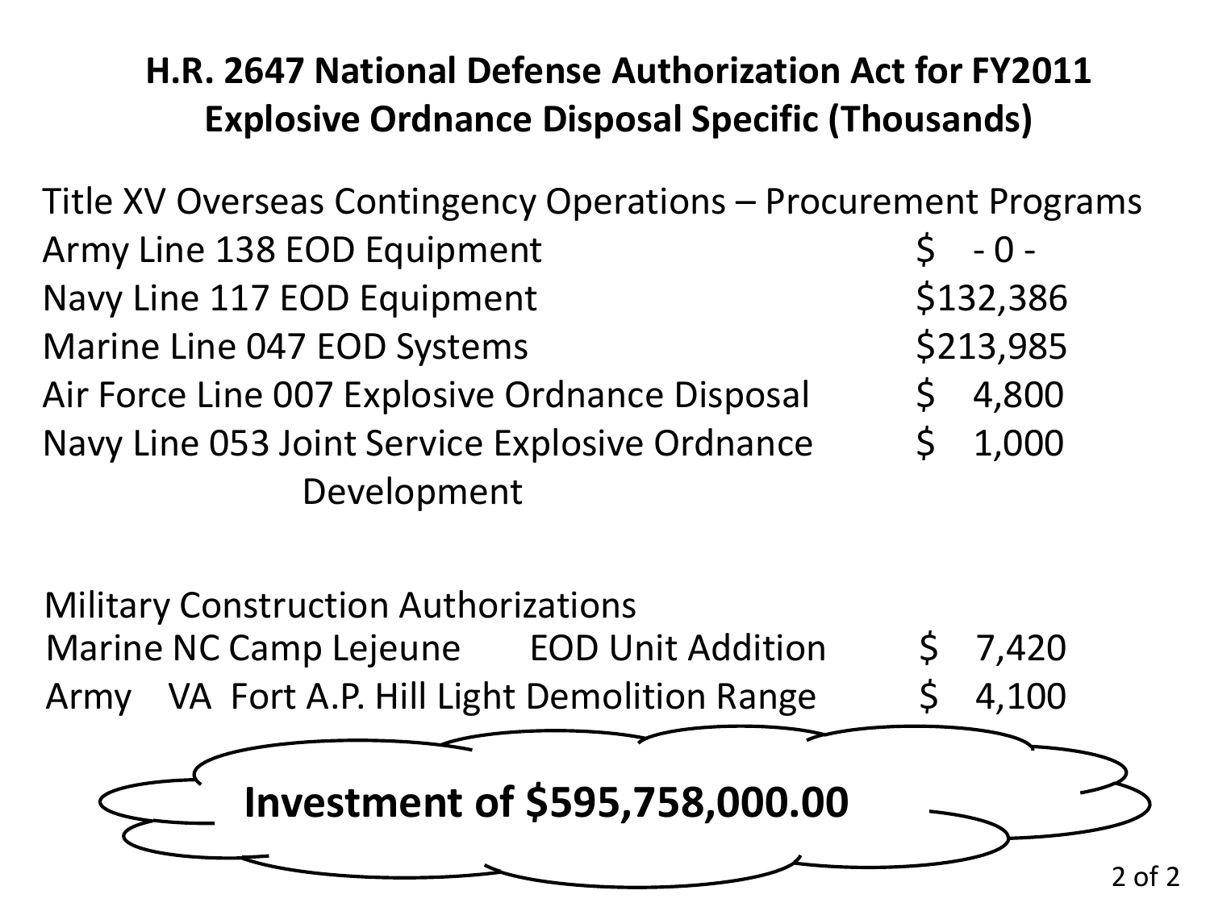# H.R. 2647 National Defense Authorization Act for FY2011
# Explosive Ordnance Disposal Specific (Thousands)

Title XV Overseas Contingency Operations – Procurement Programs

| Item | Amount |
| --- | --- |
| Army Line 138 EOD Equipment | $ - 0 - |
| Navy Line 117 EOD Equipment | $132,386 |
| Marine Line 047 EOD Systems | $213,985 |
| Air Force Line 007 Explosive Ordnance Disposal | $ 4,800 |
| Navy Line 053 Joint Service Explosive Ordnance Development | $ 1,000 |

Military Construction Authorizations

| Service | State | Location | Project | Amount |
| --- | --- | --- | --- | --- |
| Marine | NC | Camp Lejeune | EOD Unit Addition | $ 7,420 |
| Army | VA | Fort A.P. Hill | Light Demolition Range | $ 4,100 |

**Investment of $595,758,000.00**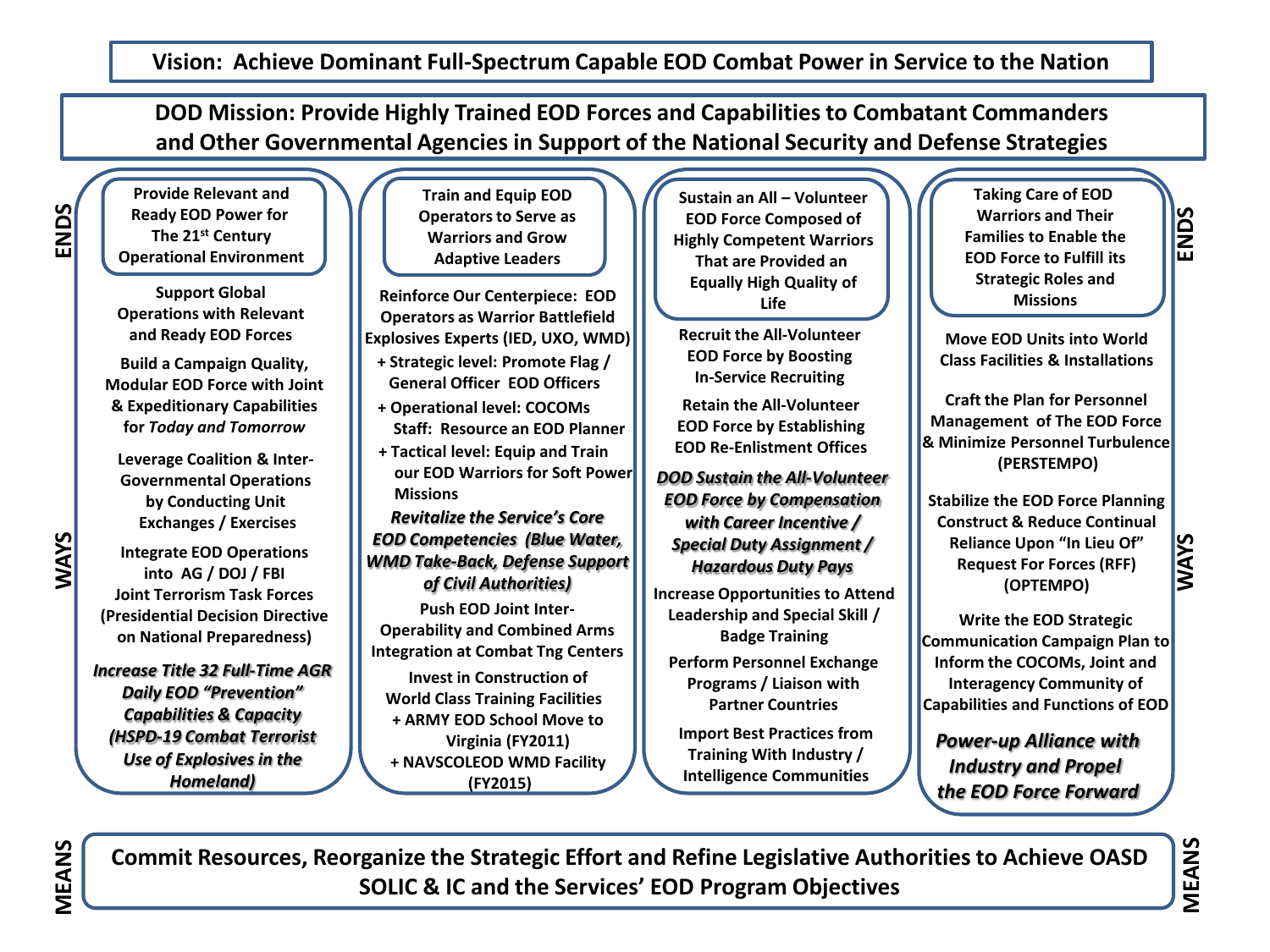# Vision: Achieve Dominant Full-Spectrum Capable EOD Combat Power in Service to the Nation

## DOD Mission: Provide Highly Trained EOD Forces and Capabilities to Combatant Commanders and Other Governmental Agencies in Support of the National Security and Defense Strategies

**ENDS**

**Provide Relevant and Ready EOD Power for The 21st Century Operational Environment**

**WAYS**

- Support Global Operations with Relevant and Ready EOD Forces
- Build a Campaign Quality, Modular EOD Force with Joint & Expeditionary Capabilities for *Today and Tomorrow*
- Leverage Coalition & Inter-Governmental Operations by Conducting Unit Exchanges / Exercises
- Integrate EOD Operations into AG / DOJ / FBI Joint Terrorism Task Forces (Presidential Decision Directive on National Preparedness)
- ***Increase Title 32 Full-Time AGR Daily EOD "Prevention" Capabilities & Capacity (HSPD-19 Combat Terrorist Use of Explosives in the Homeland)***

**ENDS**

**Train and Equip EOD Operators to Serve as Warriors and Grow Adaptive Leaders**

**WAYS**

- Reinforce Our Centerpiece: EOD Operators as Warrior Battlefield Explosives Experts (IED, UXO, WMD)
  - + Strategic level: Promote Flag / General Officer EOD Officers
  - + Operational level: COCOMs Staff: Resource an EOD Planner
  - + Tactical level: Equip and Train our EOD Warriors for Soft Power Missions
- ***Revitalize the Service's Core EOD Competencies (Blue Water, WMD Take-Back, Defense Support of Civil Authorities)***
- Push EOD Joint Inter-Operability and Combined Arms Integration at Combat Tng Centers
- Invest in Construction of World Class Training Facilities
  - + ARMY EOD School Move to Virginia (FY2011)
  - + NAVSCOLEOD WMD Facility (FY2015)

**ENDS**

**Sustain an All – Volunteer EOD Force Composed of Highly Competent Warriors That are Provided an Equally High Quality of Life**

**WAYS**

- Recruit the All-Volunteer EOD Force by Boosting In-Service Recruiting
- Retain the All-Volunteer EOD Force by Establishing EOD Re-Enlistment Offices
- ***DOD Sustain the All-Volunteer EOD Force by Compensation with Career Incentive / Special Duty Assignment / Hazardous Duty Pays***
- Increase Opportunities to Attend Leadership and Special Skill / Badge Training
- Perform Personnel Exchange Programs / Liaison with Partner Countries
- Import Best Practices from Training With Industry / Intelligence Communities

**ENDS**

**Taking Care of EOD Warriors and Their Families to Enable the EOD Force to Fulfill its Strategic Roles and Missions**

**WAYS**

- Move EOD Units into World Class Facilities & Installations
- Craft the Plan for Personnel Management of The EOD Force & Minimize Personnel Turbulence (PERSTEMPO)
- Stabilize the EOD Force Planning Construct & Reduce Continual Reliance Upon "In Lieu Of" Request For Forces (RFF) (OPTEMPO)
- Write the EOD Strategic Communication Campaign Plan to Inform the COCOMs, Joint and Interagency Community of Capabilities and Functions of EOD
- ***Power-up Alliance with Industry and Propel the EOD Force Forward***

**MEANS**

**Commit Resources, Reorganize the Strategic Effort and Refine Legislative Authorities to Achieve OASD SOLIC & IC and the Services' EOD Program Objectives**